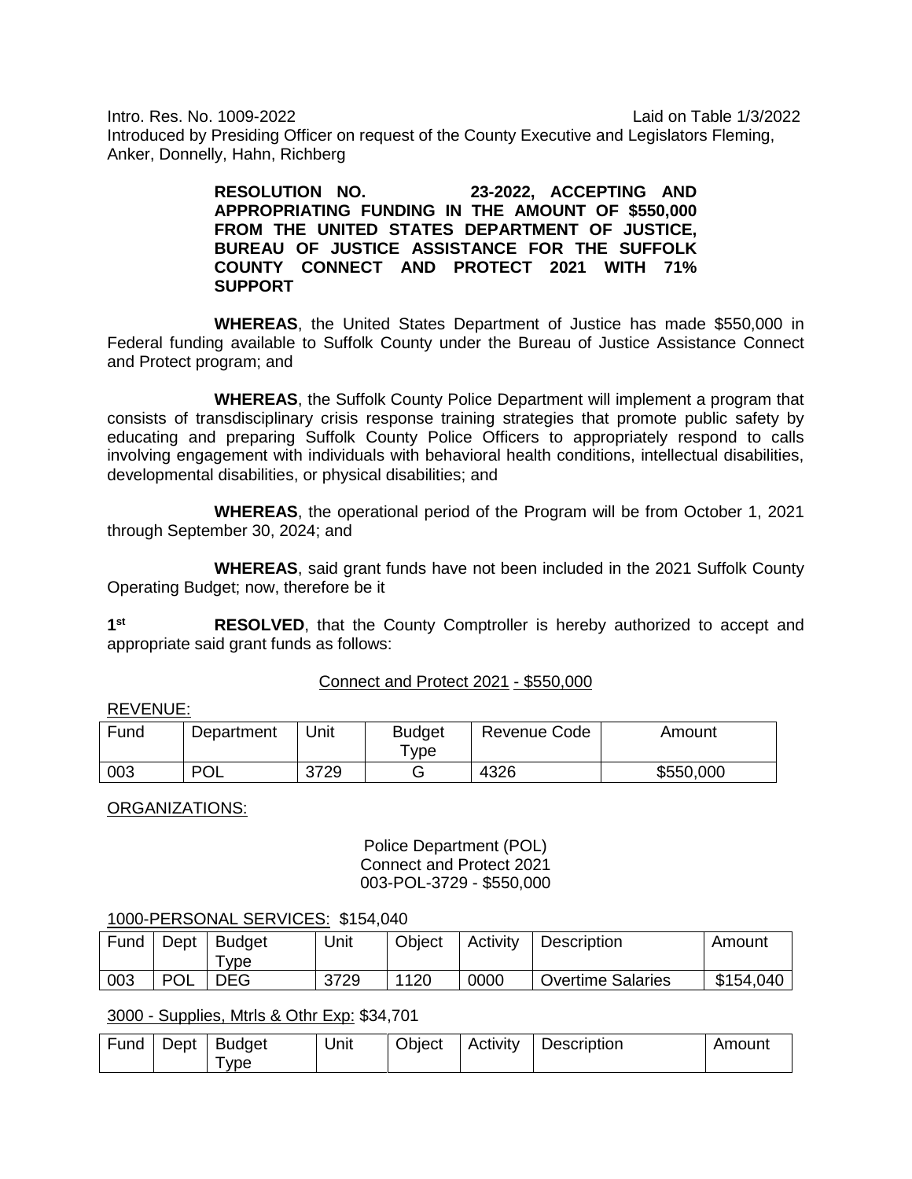Intro. Res. No. 1009-2022 Laid on Table 1/3/2022
Introduced by Presiding Officer on request of the County Executive and Legislators Fleming, Anker, Donnelly, Hahn, Richberg

**RESOLUTION NO. 23-2022, ACCEPTING AND APPROPRIATING FUNDING IN THE AMOUNT OF $550,000 FROM THE UNITED STATES DEPARTMENT OF JUSTICE, BUREAU OF JUSTICE ASSISTANCE FOR THE SUFFOLK COUNTY CONNECT AND PROTECT 2021 WITH 71% SUPPORT**

**WHEREAS**, the United States Department of Justice has made $550,000 in Federal funding available to Suffolk County under the Bureau of Justice Assistance Connect and Protect program; and

**WHEREAS**, the Suffolk County Police Department will implement a program that consists of transdisciplinary crisis response training strategies that promote public safety by educating and preparing Suffolk County Police Officers to appropriately respond to calls involving engagement with individuals with behavioral health conditions, intellectual disabilities, developmental disabilities, or physical disabilities; and

**WHEREAS**, the operational period of the Program will be from October 1, 2021 through September 30, 2024; and

**WHEREAS**, said grant funds have not been included in the 2021 Suffolk County Operating Budget; now, therefore be it

**1st RESOLVED**, that the County Comptroller is hereby authorized to accept and appropriate said grant funds as follows:

Connect and Protect 2021 - $550,000

REVENUE:

| Fund | Department | Unit | Budget Type | Revenue Code | Amount |
|---|---|---|---|---|---|
| 003 | POL | 3729 | G | 4326 | $550,000 |

ORGANIZATIONS:

Police Department (POL)
Connect and Protect 2021
003-POL-3729 - $550,000

1000-PERSONAL SERVICES: $154,040

| Fund | Dept | Budget Type | Unit | Object | Activity | Description | Amount |
|---|---|---|---|---|---|---|---|
| 003 | POL | DEG | 3729 | 1120 | 0000 | Overtime Salaries | $154,040 |

3000 - Supplies, Mtrls & Othr Exp: $34,701

| Fund | Dept | Budget Type | Unit | Object | Activity | Description | Amount |
|---|---|---|---|---|---|---|---|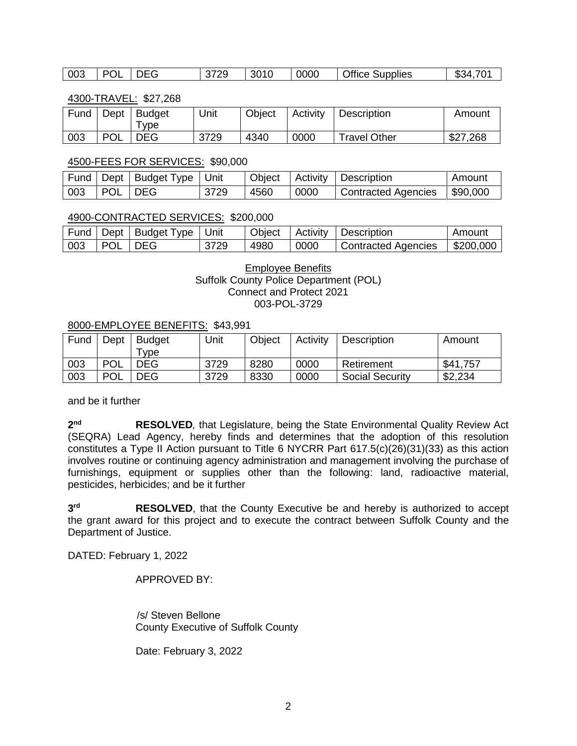| | | | | | | | |
|---|---|---|---|---|---|---|---|
| 003 | POL | DEG | 3729 | 3010 | 0000 | Office Supplies | $34,701 |

4300-TRAVEL: $27,268

| Fund | Dept | Budget Type | Unit | Object | Activity | Description | Amount |
|---|---|---|---|---|---|---|---|
| 003 | POL | DEG | 3729 | 4340 | 0000 | Travel Other | $27,268 |

4500-FEES FOR SERVICES: $90,000

| Fund | Dept | Budget Type | Unit | Object | Activity | Description | Amount |
|---|---|---|---|---|---|---|---|
| 003 | POL | DEG | 3729 | 4560 | 0000 | Contracted Agencies | $90,000 |

4900-CONTRACTED SERVICES: $200,000

| Fund | Dept | Budget Type | Unit | Object | Activity | Description | Amount |
|---|---|---|---|---|---|---|---|
| 003 | POL | DEG | 3729 | 4980 | 0000 | Contracted Agencies | $200,000 |

Employee Benefits
Suffolk County Police Department (POL)
Connect and Protect 2021
003-POL-3729

8000-EMPLOYEE BENEFITS: $43,991

| Fund | Dept | Budget Type | Unit | Object | Activity | Description | Amount |
|---|---|---|---|---|---|---|---|
| 003 | POL | DEG | 3729 | 8280 | 0000 | Retirement | $41,757 |
| 003 | POL | DEG | 3729 | 8330 | 0000 | Social Security | $2,234 |

and be it further

2nd **RESOLVED**, that Legislature, being the State Environmental Quality Review Act (SEQRA) Lead Agency, hereby finds and determines that the adoption of this resolution constitutes a Type II Action pursuant to Title 6 NYCRR Part 617.5(c)(26)(31)(33) as this action involves routine or continuing agency administration and management involving the purchase of furnishings, equipment or supplies other than the following: land, radioactive material, pesticides, herbicides; and be it further

3rd **RESOLVED**, that the County Executive be and hereby is authorized to accept the grant award for this project and to execute the contract between Suffolk County and the Department of Justice.

DATED: February 1, 2022

APPROVED BY:

/s/ Steven Bellone
County Executive of Suffolk County

Date: February 3, 2022